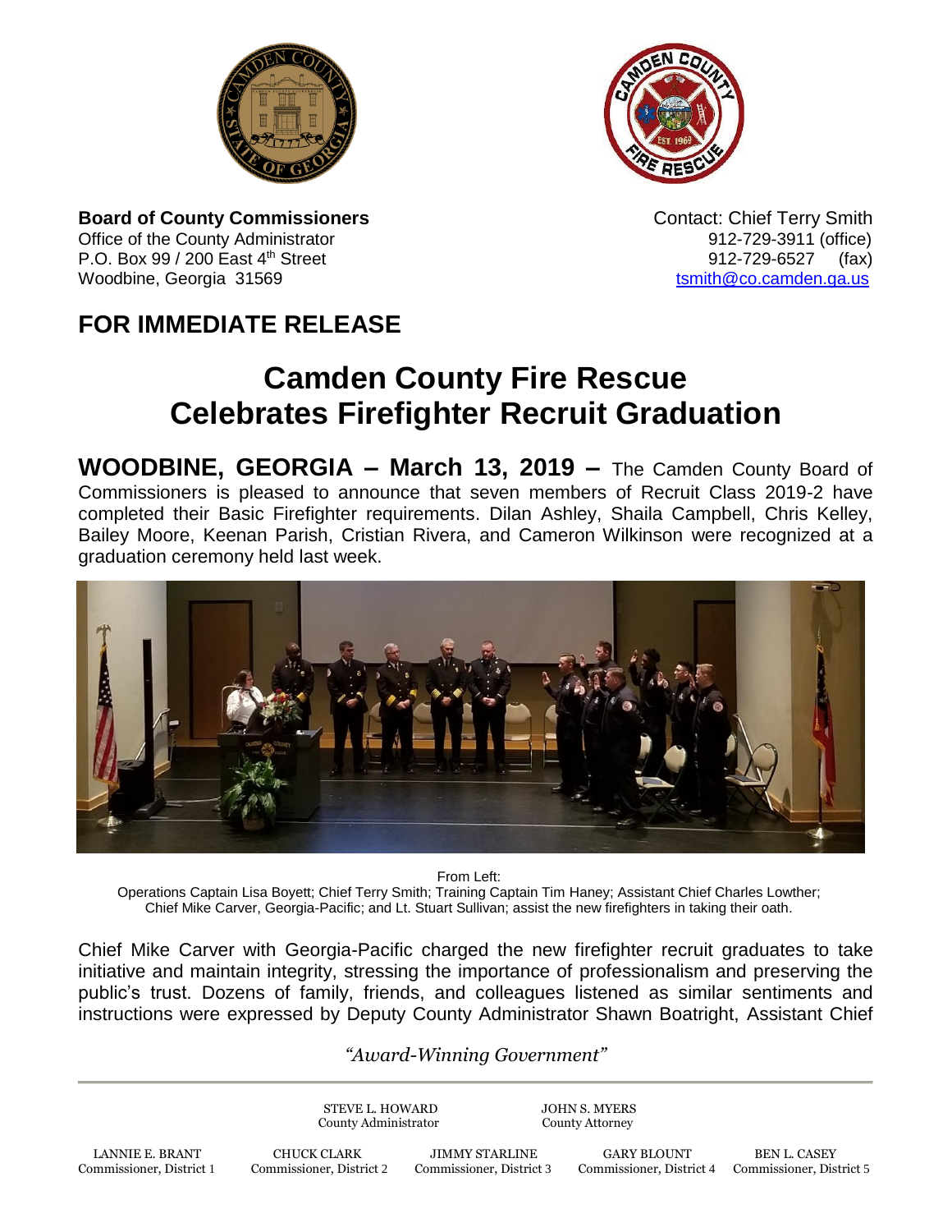**Board of County Commissioners**
Office of the County Administrator
P.O. Box 99 / 200 East 4th Street
Woodbine, Georgia 31569

Contact: Chief Terry Smith
912-729-3911 (office)
912-729-6527 (fax)
tsmith@co.camden.ga.us

## FOR IMMEDIATE RELEASE

# Camden County Fire Rescue Celebrates Firefighter Recruit Graduation

**WOODBINE, GEORGIA – March 13, 2019 –** The Camden County Board of Commissioners is pleased to announce that seven members of Recruit Class 2019-2 have completed their Basic Firefighter requirements. Dilan Ashley, Shaila Campbell, Chris Kelley, Bailey Moore, Keenan Parish, Cristian Rivera, and Cameron Wilkinson were recognized at a graduation ceremony held last week.

From Left:
Operations Captain Lisa Boyett; Chief Terry Smith; Training Captain Tim Haney; Assistant Chief Charles Lowther; Chief Mike Carver, Georgia-Pacific; and Lt. Stuart Sullivan; assist the new firefighters in taking their oath.

Chief Mike Carver with Georgia-Pacific charged the new firefighter recruit graduates to take initiative and maintain integrity, stressing the importance of professionalism and preserving the public's trust. Dozens of family, friends, and colleagues listened as similar sentiments and instructions were expressed by Deputy County Administrator Shawn Boatright, Assistant Chief

*"Award-Winning Government"*

STEVE L. HOWARD
County Administrator

JOHN S. MYERS
County Attorney

LANNIE E. BRANT
Commissioner, District 1

CHUCK CLARK
Commissioner, District 2

JIMMY STARLINE
Commissioner, District 3

GARY BLOUNT
Commissioner, District 4

BEN L. CASEY
Commissioner, District 5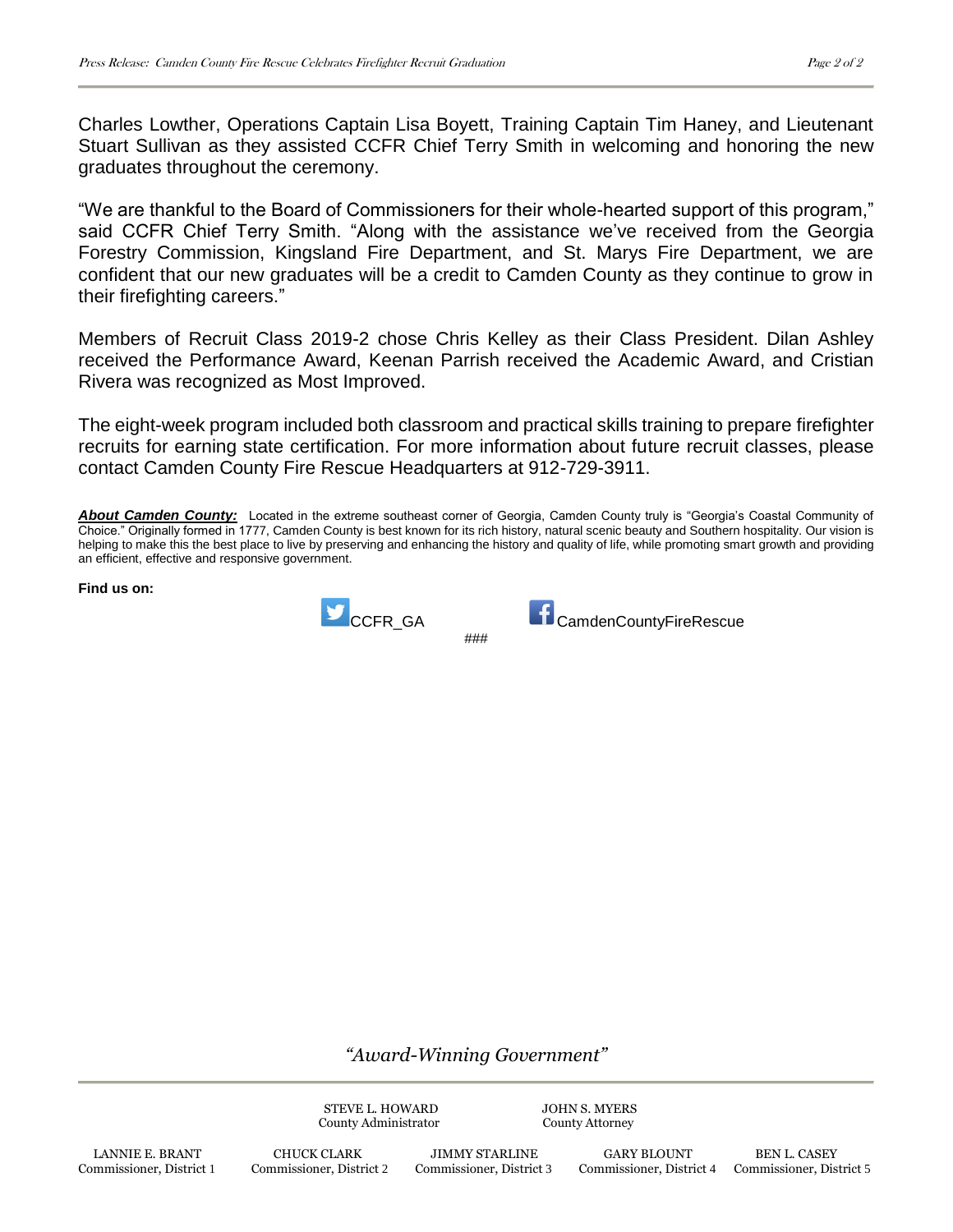Charles Lowther, Operations Captain Lisa Boyett, Training Captain Tim Haney, and Lieutenant Stuart Sullivan as they assisted CCFR Chief Terry Smith in welcoming and honoring the new graduates throughout the ceremony.

"We are thankful to the Board of Commissioners for their whole-hearted support of this program," said CCFR Chief Terry Smith. "Along with the assistance we've received from the Georgia Forestry Commission, Kingsland Fire Department, and St. Marys Fire Department, we are confident that our new graduates will be a credit to Camden County as they continue to grow in their firefighting careers."

Members of Recruit Class 2019-2 chose Chris Kelley as their Class President. Dilan Ashley received the Performance Award, Keenan Parrish received the Academic Award, and Cristian Rivera was recognized as Most Improved.

The eight-week program included both classroom and practical skills training to prepare firefighter recruits for earning state certification. For more information about future recruit classes, please contact Camden County Fire Rescue Headquarters at 912-729-3911.

***About Camden County:*** Located in the extreme southeast corner of Georgia, Camden County truly is "Georgia's Coastal Community of Choice." Originally formed in 1777, Camden County is best known for its rich history, natural scenic beauty and Southern hospitality. Our vision is helping to make this the best place to live by preserving and enhancing the history and quality of life, while promoting smart growth and providing an efficient, effective and responsive government.

**Find us on:**

CCFR_GA    CamdenCountyFireRescue

###

*"Award-Winning Government"*

STEVE L. HOWARD
County Administrator

JOHN S. MYERS
County Attorney

LANNIE E. BRANT
Commissioner, District 1

CHUCK CLARK
Commissioner, District 2

JIMMY STARLINE
Commissioner, District 3

GARY BLOUNT
Commissioner, District 4

BEN L. CASEY
Commissioner, District 5